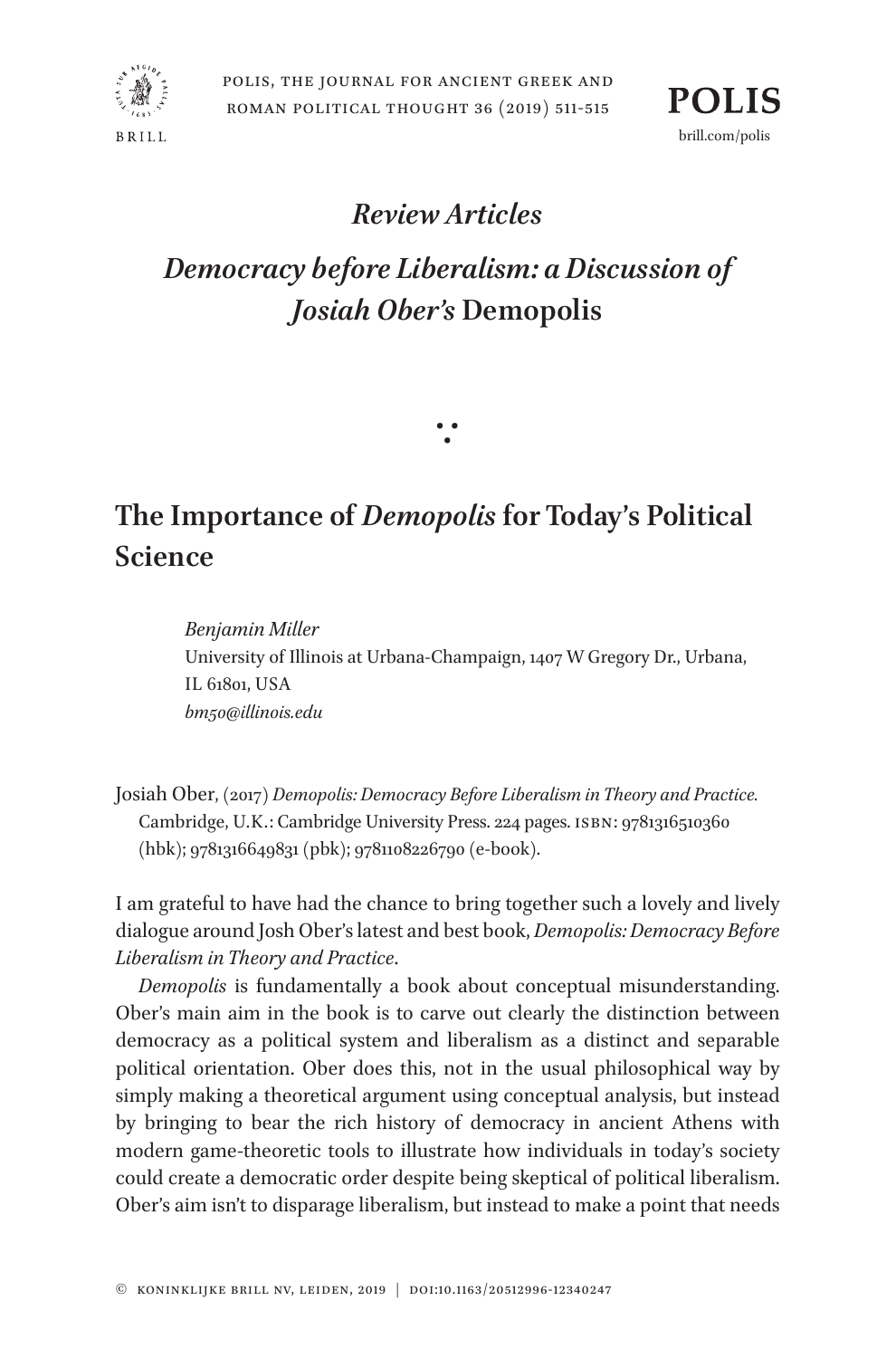# *Review Articles*

## *Democracy before Liberalism: a Discussion of Josiah Ober's* Demopolis

∵

## The Importance of *Demopolis* for Today's Political Science

*Benjamin Miller*
University of Illinois at Urbana-Champaign, 1407 W Gregory Dr., Urbana, IL 61801, USA
*bm50@illinois.edu*

Josiah Ober, (2017) *Demopolis: Democracy Before Liberalism in Theory and Practice.* Cambridge, U.K.: Cambridge University Press. 224 pages. ISBN: 9781316510360 (hbk); 9781316649831 (pbk); 9781108226790 (e-book).

I am grateful to have had the chance to bring together such a lovely and lively dialogue around Josh Ober's latest and best book, *Demopolis: Democracy Before Liberalism in Theory and Practice*.

*Demopolis* is fundamentally a book about conceptual misunderstanding. Ober's main aim in the book is to carve out clearly the distinction between democracy as a political system and liberalism as a distinct and separable political orientation. Ober does this, not in the usual philosophical way by simply making a theoretical argument using conceptual analysis, but instead by bringing to bear the rich history of democracy in ancient Athens with modern game-theoretic tools to illustrate how individuals in today's society could create a democratic order despite being skeptical of political liberalism. Ober's aim isn't to disparage liberalism, but instead to make a point that needs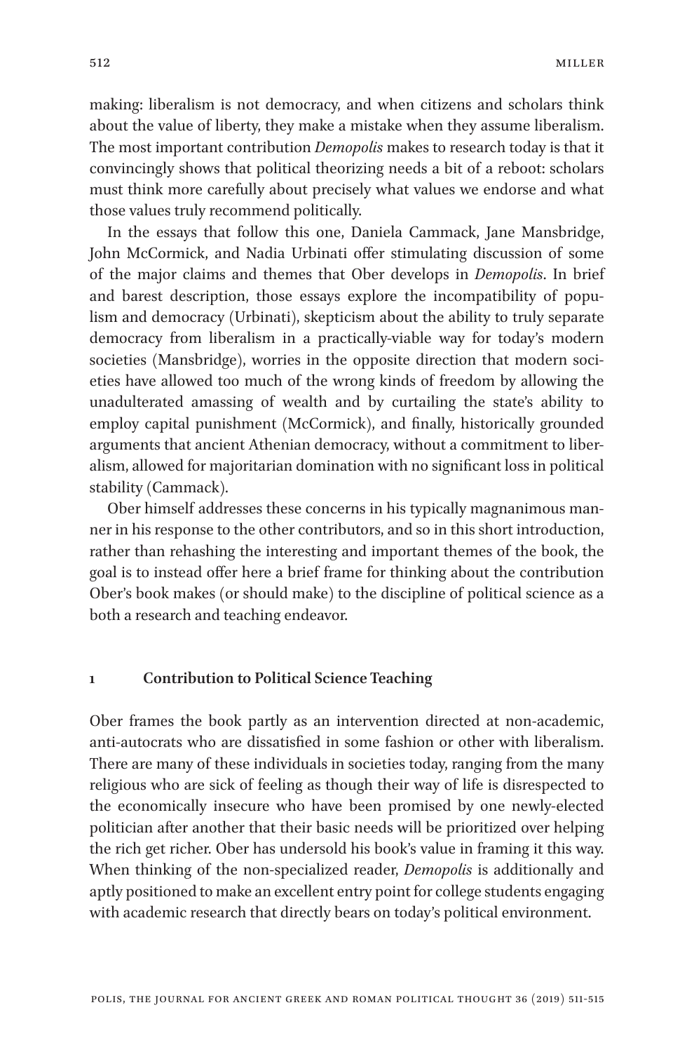making: liberalism is not democracy, and when citizens and scholars think about the value of liberty, they make a mistake when they assume liberalism. The most important contribution *Demopolis* makes to research today is that it convincingly shows that political theorizing needs a bit of a reboot: scholars must think more carefully about precisely what values we endorse and what those values truly recommend politically.

In the essays that follow this one, Daniela Cammack, Jane Mansbridge, John McCormick, and Nadia Urbinati offer stimulating discussion of some of the major claims and themes that Ober develops in *Demopolis*. In brief and barest description, those essays explore the incompatibility of populism and democracy (Urbinati), skepticism about the ability to truly separate democracy from liberalism in a practically-viable way for today's modern societies (Mansbridge), worries in the opposite direction that modern societies have allowed too much of the wrong kinds of freedom by allowing the unadulterated amassing of wealth and by curtailing the state's ability to employ capital punishment (McCormick), and finally, historically grounded arguments that ancient Athenian democracy, without a commitment to liberalism, allowed for majoritarian domination with no significant loss in political stability (Cammack).

Ober himself addresses these concerns in his typically magnanimous manner in his response to the other contributors, and so in this short introduction, rather than rehashing the interesting and important themes of the book, the goal is to instead offer here a brief frame for thinking about the contribution Ober's book makes (or should make) to the discipline of political science as a both a research and teaching endeavor.

## 1 Contribution to Political Science Teaching

Ober frames the book partly as an intervention directed at non-academic, anti-autocrats who are dissatisfied in some fashion or other with liberalism. There are many of these individuals in societies today, ranging from the many religious who are sick of feeling as though their way of life is disrespected to the economically insecure who have been promised by one newly-elected politician after another that their basic needs will be prioritized over helping the rich get richer. Ober has undersold his book's value in framing it this way. When thinking of the non-specialized reader, *Demopolis* is additionally and aptly positioned to make an excellent entry point for college students engaging with academic research that directly bears on today's political environment.